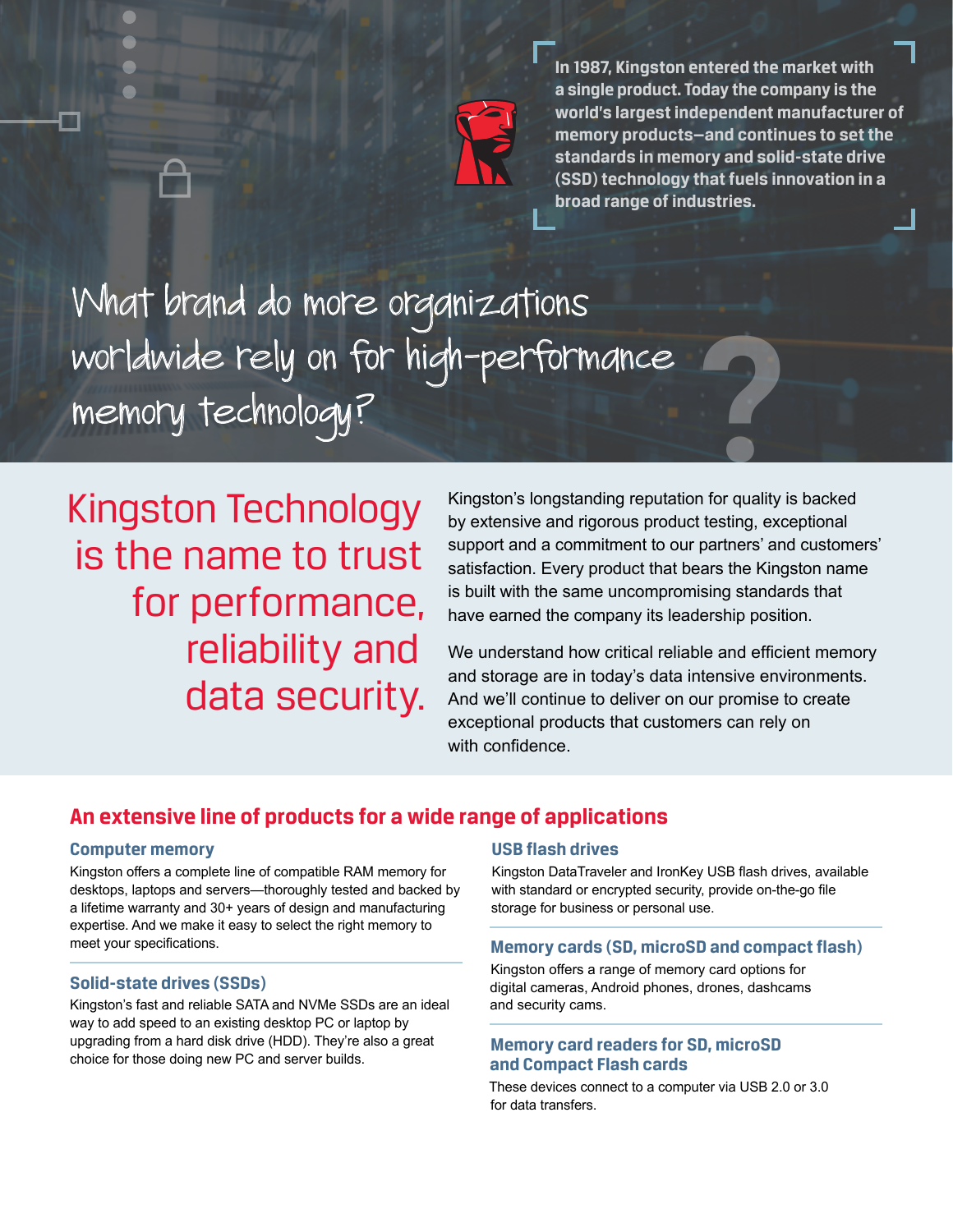In 1987, Kingston entered the market with a single product. Today the company is the world's largest independent manufacturer of memory products—and continues to set the standards in memory and solid-state drive (SSD) technology that fuels innovation in a broad range of industries.

# What brand do more organizations worldwide rely on for high-performance memory technology?

## Kingston Technology is the name to trust for performance, reliability and data security.

Kingston's longstanding reputation for quality is backed by extensive and rigorous product testing, exceptional support and a commitment to our partners' and customers' satisfaction. Every product that bears the Kingston name is built with the same uncompromising standards that have earned the company its leadership position.

We understand how critical reliable and efficient memory and storage are in today's data intensive environments. And we'll continue to deliver on our promise to create exceptional products that customers can rely on with confidence.

## An extensive line of products for a wide range of applications

### Computer memory

Kingston offers a complete line of compatible RAM memory for desktops, laptops and servers—thoroughly tested and backed by a lifetime warranty and 30+ years of design and manufacturing expertise. And we make it easy to select the right memory to meet your specifications.

### Solid-state drives (SSDs)

Kingston's fast and reliable SATA and NVMe SSDs are an ideal way to add speed to an existing desktop PC or laptop by upgrading from a hard disk drive (HDD). They're also a great choice for those doing new PC and server builds.

### USB flash drives

Kingston DataTraveler and IronKey USB flash drives, available with standard or encrypted security, provide on-the-go file storage for business or personal use.

### Memory cards (SD, microSD and compact flash)

Kingston offers a range of memory card options for digital cameras, Android phones, drones, dashcams and security cams.

### Memory card readers for SD, microSD and Compact Flash cards

These devices connect to a computer via USB 2.0 or 3.0 for data transfers.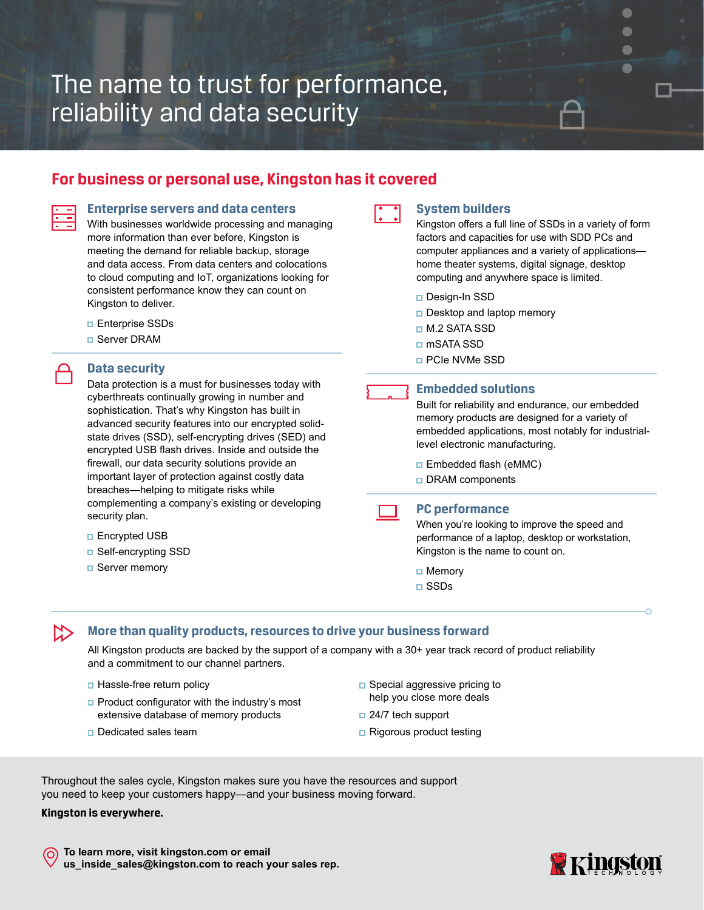# The name to trust for performance, reliability and data security

## For business or personal use, Kingston has it covered

### Enterprise servers and data centers

With businesses worldwide processing and managing more information than ever before, Kingston is meeting the demand for reliable backup, storage and data access. From data centers and colocations to cloud computing and IoT, organizations looking for consistent performance know they can count on Kingston to deliver.

- Enterprise SSDs
- Server DRAM

### Data security

Data protection is a must for businesses today with cyberthreats continually growing in number and sophistication. That's why Kingston has built in advanced security features into our encrypted solid-state drives (SSD), self-encrypting drives (SED) and encrypted USB flash drives. Inside and outside the firewall, our data security solutions provide an important layer of protection against costly data breaches—helping to mitigate risks while complementing a company's existing or developing security plan.

- Encrypted USB
- Self-encrypting SSD
- Server memory

### System builders

Kingston offers a full line of SSDs in a variety of form factors and capacities for use with SDD PCs and computer appliances and a variety of applications—home theater systems, digital signage, desktop computing and anywhere space is limited.

- Design-In SSD
- Desktop and laptop memory
- M.2 SATA SSD
- mSATA SSD
- PCIe NVMe SSD

### Embedded solutions

Built for reliability and endurance, our embedded memory products are designed for a variety of embedded applications, most notably for industrial-level electronic manufacturing.

- Embedded flash (eMMC)
- DRAM components

### PC performance

When you're looking to improve the speed and performance of a laptop, desktop or workstation, Kingston is the name to count on.

- Memory
- SSDs

### More than quality products, resources to drive your business forward

All Kingston products are backed by the support of a company with a 30+ year track record of product reliability and a commitment to our channel partners.

- Hassle-free return policy
- Product configurator with the industry's most extensive database of memory products
- Dedicated sales team
- Special aggressive pricing to help you close more deals
- 24/7 tech support
- Rigorous product testing

Throughout the sales cycle, Kingston makes sure you have the resources and support you need to keep your customers happy—and your business moving forward.

**Kingston is everywhere.**

**To learn more, visit kingston.com or email us_inside_sales@kingston.com to reach your sales rep.**

Kingston TECHNOLOGY